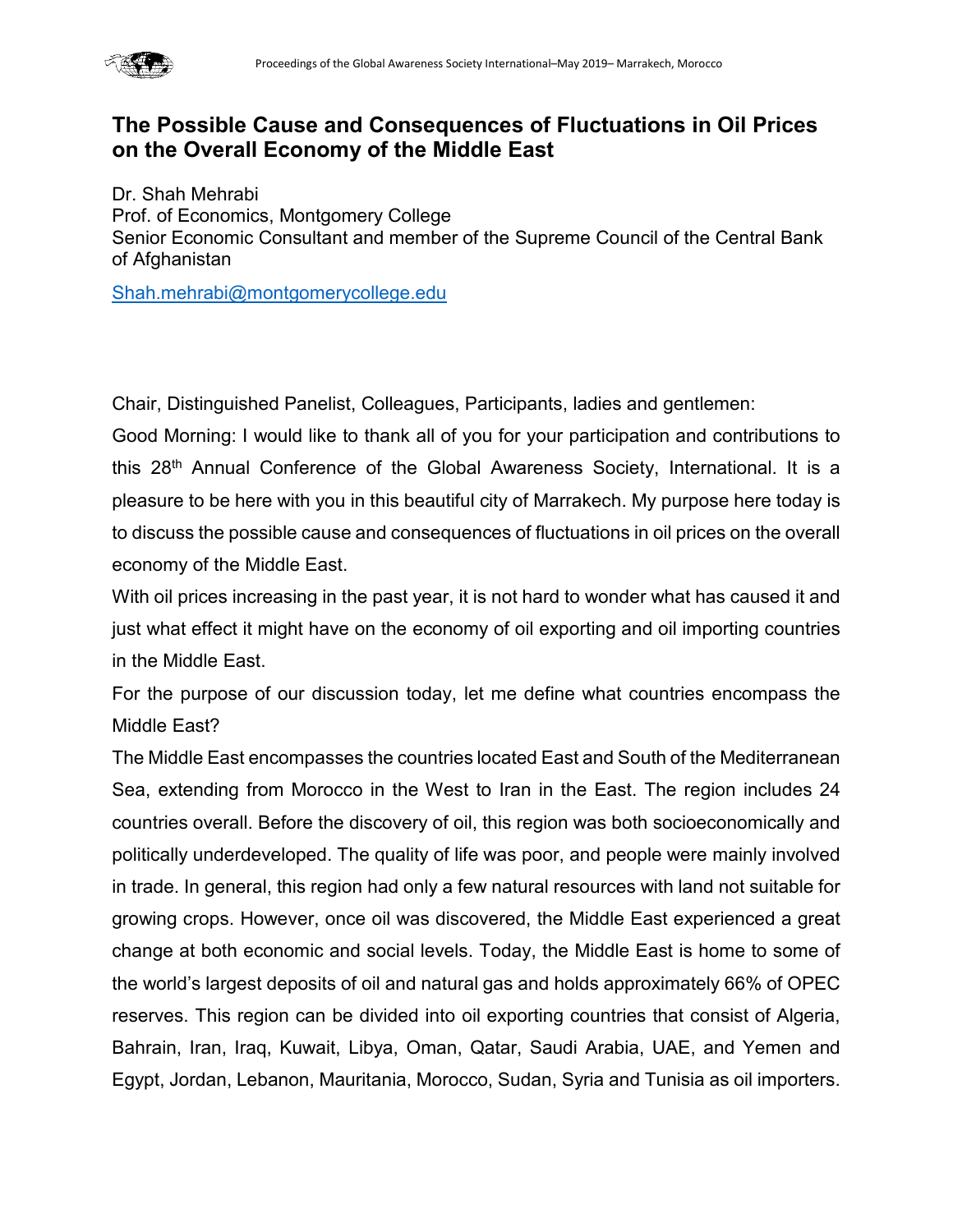# The Possible Cause and Consequences of Fluctuations in Oil Prices on the Overall Economy of the Middle East

Dr. Shah Mehrabi
Prof. of Economics, Montgomery College
Senior Economic Consultant and member of the Supreme Council of the Central Bank of Afghanistan

Shah.mehrabi@montgomerycollege.edu

Chair, Distinguished Panelist, Colleagues, Participants, ladies and gentlemen:

Good Morning: I would like to thank all of you for your participation and contributions to this 28th Annual Conference of the Global Awareness Society, International. It is a pleasure to be here with you in this beautiful city of Marrakech. My purpose here today is to discuss the possible cause and consequences of fluctuations in oil prices on the overall economy of the Middle East.

With oil prices increasing in the past year, it is not hard to wonder what has caused it and just what effect it might have on the economy of oil exporting and oil importing countries in the Middle East.

For the purpose of our discussion today, let me define what countries encompass the Middle East?

The Middle East encompasses the countries located East and South of the Mediterranean Sea, extending from Morocco in the West to Iran in the East. The region includes 24 countries overall. Before the discovery of oil, this region was both socioeconomically and politically underdeveloped. The quality of life was poor, and people were mainly involved in trade. In general, this region had only a few natural resources with land not suitable for growing crops. However, once oil was discovered, the Middle East experienced a great change at both economic and social levels. Today, the Middle East is home to some of the world's largest deposits of oil and natural gas and holds approximately 66% of OPEC reserves. This region can be divided into oil exporting countries that consist of Algeria, Bahrain, Iran, Iraq, Kuwait, Libya, Oman, Qatar, Saudi Arabia, UAE, and Yemen and Egypt, Jordan, Lebanon, Mauritania, Morocco, Sudan, Syria and Tunisia as oil importers.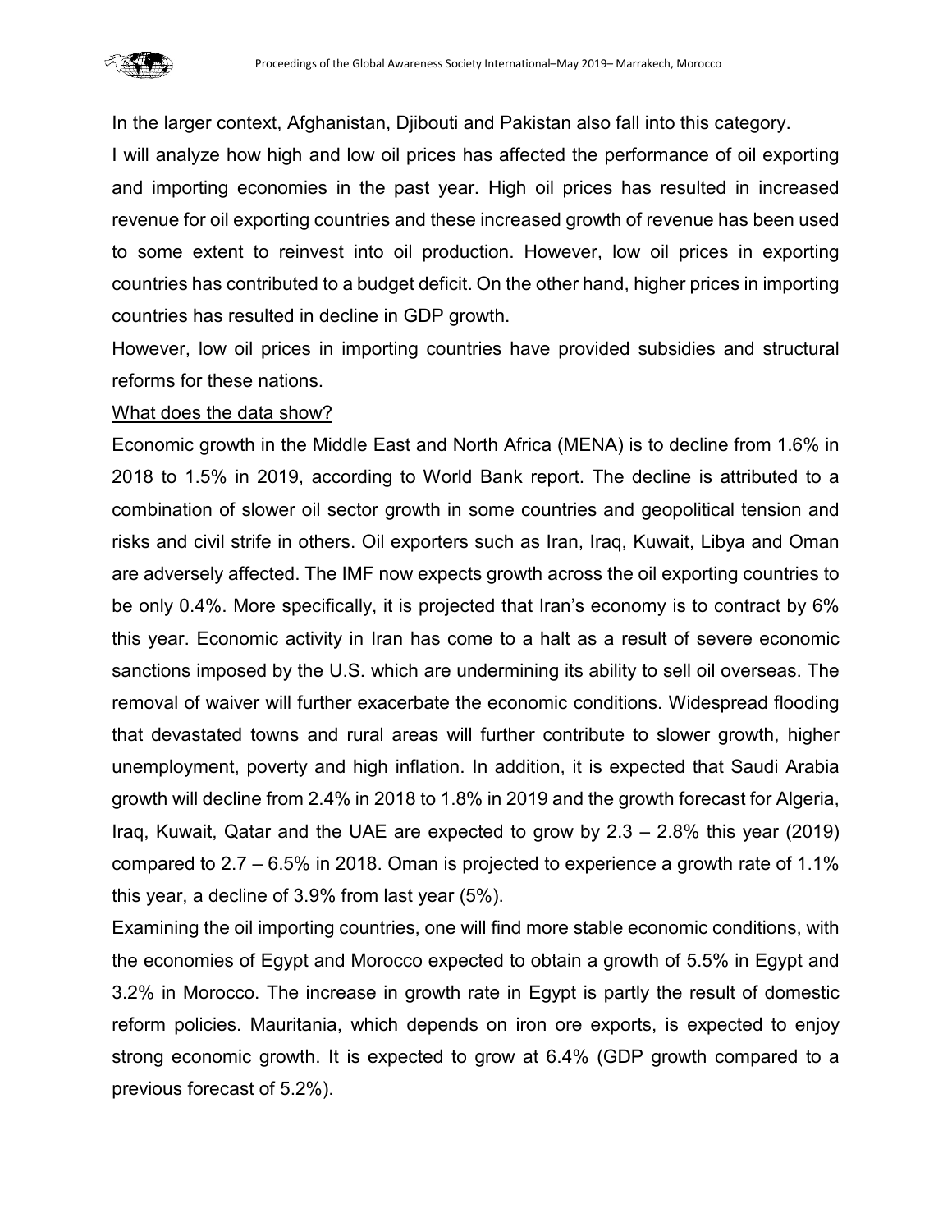In the larger context, Afghanistan, Djibouti and Pakistan also fall into this category.

I will analyze how high and low oil prices has affected the performance of oil exporting and importing economies in the past year. High oil prices has resulted in increased revenue for oil exporting countries and these increased growth of revenue has been used to some extent to reinvest into oil production. However, low oil prices in exporting countries has contributed to a budget deficit. On the other hand, higher prices in importing countries has resulted in decline in GDP growth.

However, low oil prices in importing countries have provided subsidies and structural reforms for these nations.

What does the data show?

Economic growth in the Middle East and North Africa (MENA) is to decline from 1.6% in 2018 to 1.5% in 2019, according to World Bank report. The decline is attributed to a combination of slower oil sector growth in some countries and geopolitical tension and risks and civil strife in others. Oil exporters such as Iran, Iraq, Kuwait, Libya and Oman are adversely affected. The IMF now expects growth across the oil exporting countries to be only 0.4%. More specifically, it is projected that Iran's economy is to contract by 6% this year. Economic activity in Iran has come to a halt as a result of severe economic sanctions imposed by the U.S. which are undermining its ability to sell oil overseas. The removal of waiver will further exacerbate the economic conditions. Widespread flooding that devastated towns and rural areas will further contribute to slower growth, higher unemployment, poverty and high inflation. In addition, it is expected that Saudi Arabia growth will decline from 2.4% in 2018 to 1.8% in 2019 and the growth forecast for Algeria, Iraq, Kuwait, Qatar and the UAE are expected to grow by 2.3 – 2.8% this year (2019) compared to 2.7 – 6.5% in 2018. Oman is projected to experience a growth rate of 1.1% this year, a decline of 3.9% from last year (5%).

Examining the oil importing countries, one will find more stable economic conditions, with the economies of Egypt and Morocco expected to obtain a growth of 5.5% in Egypt and 3.2% in Morocco. The increase in growth rate in Egypt is partly the result of domestic reform policies. Mauritania, which depends on iron ore exports, is expected to enjoy strong economic growth. It is expected to grow at 6.4% (GDP growth compared to a previous forecast of 5.2%).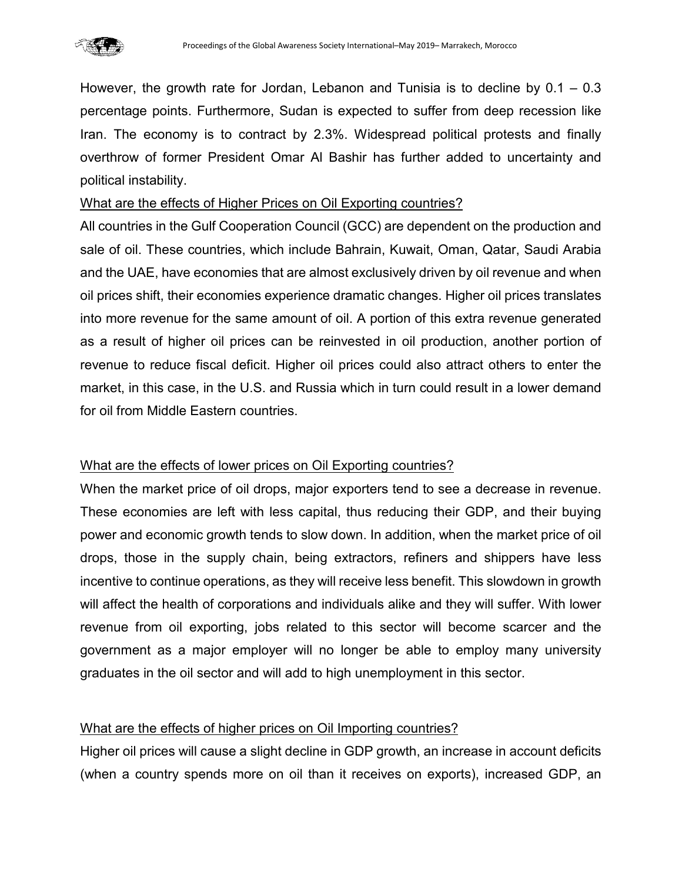However, the growth rate for Jordan, Lebanon and Tunisia is to decline by 0.1 – 0.3 percentage points. Furthermore, Sudan is expected to suffer from deep recession like Iran. The economy is to contract by 2.3%. Widespread political protests and finally overthrow of former President Omar Al Bashir has further added to uncertainty and political instability.

<u>What are the effects of Higher Prices on Oil Exporting countries?</u>

All countries in the Gulf Cooperation Council (GCC) are dependent on the production and sale of oil. These countries, which include Bahrain, Kuwait, Oman, Qatar, Saudi Arabia and the UAE, have economies that are almost exclusively driven by oil revenue and when oil prices shift, their economies experience dramatic changes. Higher oil prices translates into more revenue for the same amount of oil. A portion of this extra revenue generated as a result of higher oil prices can be reinvested in oil production, another portion of revenue to reduce fiscal deficit. Higher oil prices could also attract others to enter the market, in this case, in the U.S. and Russia which in turn could result in a lower demand for oil from Middle Eastern countries.

<u>What are the effects of lower prices on Oil Exporting countries?</u>

When the market price of oil drops, major exporters tend to see a decrease in revenue. These economies are left with less capital, thus reducing their GDP, and their buying power and economic growth tends to slow down. In addition, when the market price of oil drops, those in the supply chain, being extractors, refiners and shippers have less incentive to continue operations, as they will receive less benefit. This slowdown in growth will affect the health of corporations and individuals alike and they will suffer. With lower revenue from oil exporting, jobs related to this sector will become scarcer and the government as a major employer will no longer be able to employ many university graduates in the oil sector and will add to high unemployment in this sector.

<u>What are the effects of higher prices on Oil Importing countries?</u>

Higher oil prices will cause a slight decline in GDP growth, an increase in account deficits (when a country spends more on oil than it receives on exports), increased GDP, an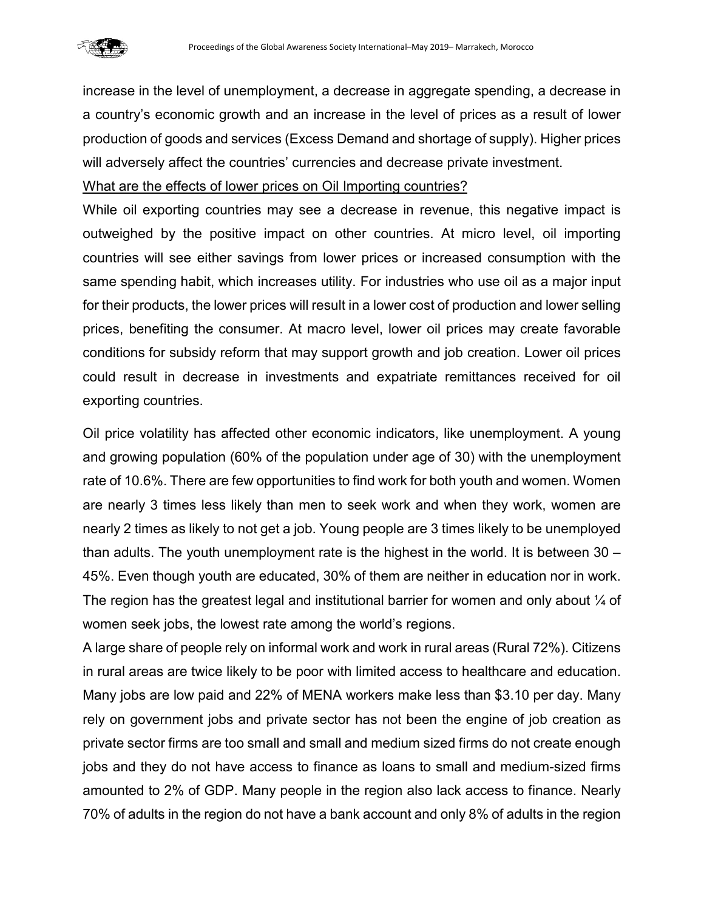increase in the level of unemployment, a decrease in aggregate spending, a decrease in a country's economic growth and an increase in the level of prices as a result of lower production of goods and services (Excess Demand and shortage of supply). Higher prices will adversely affect the countries' currencies and decrease private investment.

<u>What are the effects of lower prices on Oil Importing countries?</u>

While oil exporting countries may see a decrease in revenue, this negative impact is outweighed by the positive impact on other countries. At micro level, oil importing countries will see either savings from lower prices or increased consumption with the same spending habit, which increases utility. For industries who use oil as a major input for their products, the lower prices will result in a lower cost of production and lower selling prices, benefiting the consumer. At macro level, lower oil prices may create favorable conditions for subsidy reform that may support growth and job creation. Lower oil prices could result in decrease in investments and expatriate remittances received for oil exporting countries.

Oil price volatility has affected other economic indicators, like unemployment. A young and growing population (60% of the population under age of 30) with the unemployment rate of 10.6%. There are few opportunities to find work for both youth and women. Women are nearly 3 times less likely than men to seek work and when they work, women are nearly 2 times as likely to not get a job. Young people are 3 times likely to be unemployed than adults. The youth unemployment rate is the highest in the world. It is between 30 – 45%. Even though youth are educated, 30% of them are neither in education nor in work. The region has the greatest legal and institutional barrier for women and only about ¼ of women seek jobs, the lowest rate among the world's regions.

A large share of people rely on informal work and work in rural areas (Rural 72%). Citizens in rural areas are twice likely to be poor with limited access to healthcare and education. Many jobs are low paid and 22% of MENA workers make less than $3.10 per day. Many rely on government jobs and private sector has not been the engine of job creation as private sector firms are too small and small and medium sized firms do not create enough jobs and they do not have access to finance as loans to small and medium-sized firms amounted to 2% of GDP. Many people in the region also lack access to finance. Nearly 70% of adults in the region do not have a bank account and only 8% of adults in the region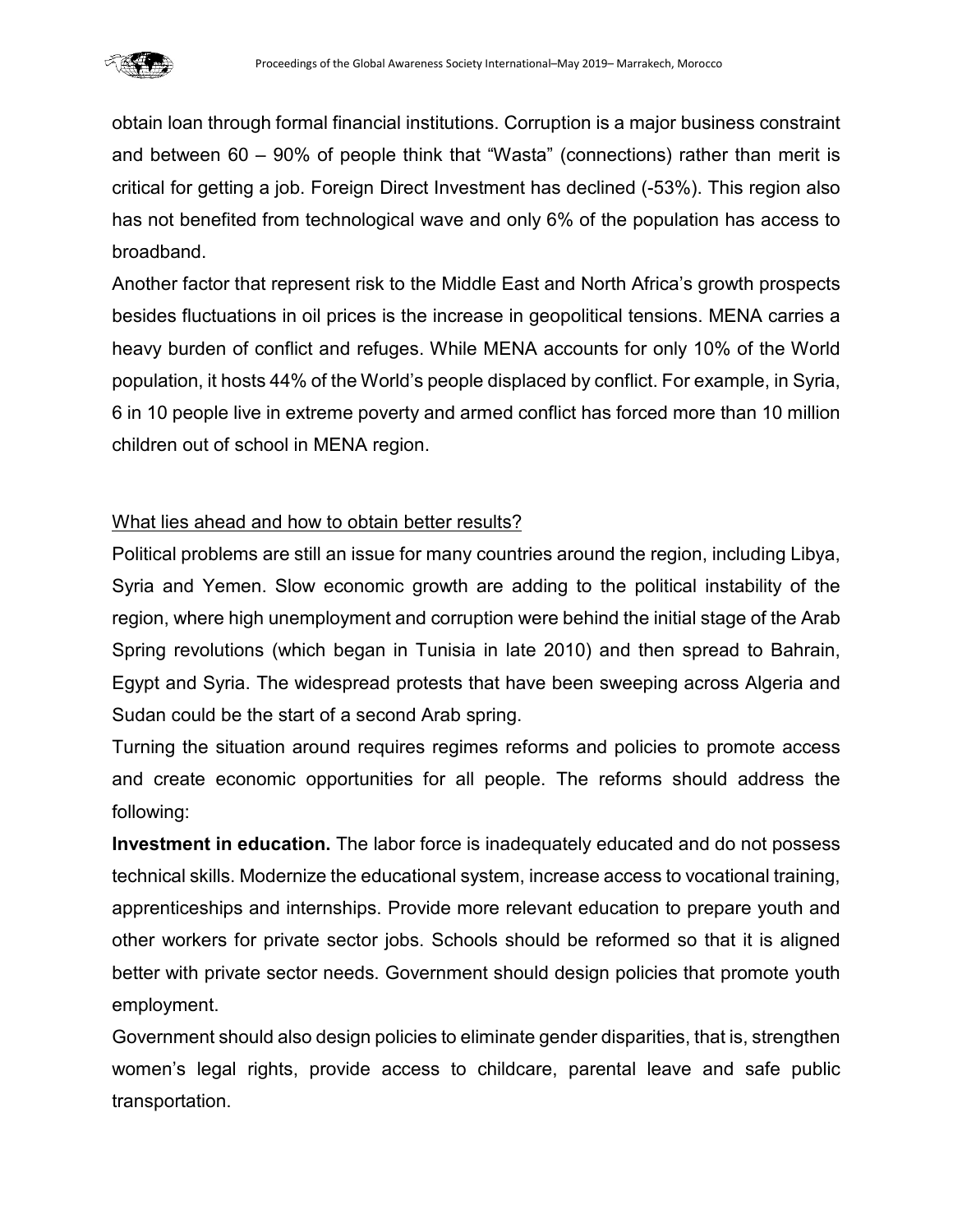obtain loan through formal financial institutions. Corruption is a major business constraint and between 60 – 90% of people think that "Wasta" (connections) rather than merit is critical for getting a job. Foreign Direct Investment has declined (-53%). This region also has not benefited from technological wave and only 6% of the population has access to broadband.

Another factor that represent risk to the Middle East and North Africa's growth prospects besides fluctuations in oil prices is the increase in geopolitical tensions. MENA carries a heavy burden of conflict and refuges. While MENA accounts for only 10% of the World population, it hosts 44% of the World's people displaced by conflict. For example, in Syria, 6 in 10 people live in extreme poverty and armed conflict has forced more than 10 million children out of school in MENA region.

<u>What lies ahead and how to obtain better results?</u>

Political problems are still an issue for many countries around the region, including Libya, Syria and Yemen. Slow economic growth are adding to the political instability of the region, where high unemployment and corruption were behind the initial stage of the Arab Spring revolutions (which began in Tunisia in late 2010) and then spread to Bahrain, Egypt and Syria. The widespread protests that have been sweeping across Algeria and Sudan could be the start of a second Arab spring.

Turning the situation around requires regimes reforms and policies to promote access and create economic opportunities for all people. The reforms should address the following:

**Investment in education.** The labor force is inadequately educated and do not possess technical skills. Modernize the educational system, increase access to vocational training, apprenticeships and internships. Provide more relevant education to prepare youth and other workers for private sector jobs. Schools should be reformed so that it is aligned better with private sector needs. Government should design policies that promote youth employment.

Government should also design policies to eliminate gender disparities, that is, strengthen women's legal rights, provide access to childcare, parental leave and safe public transportation.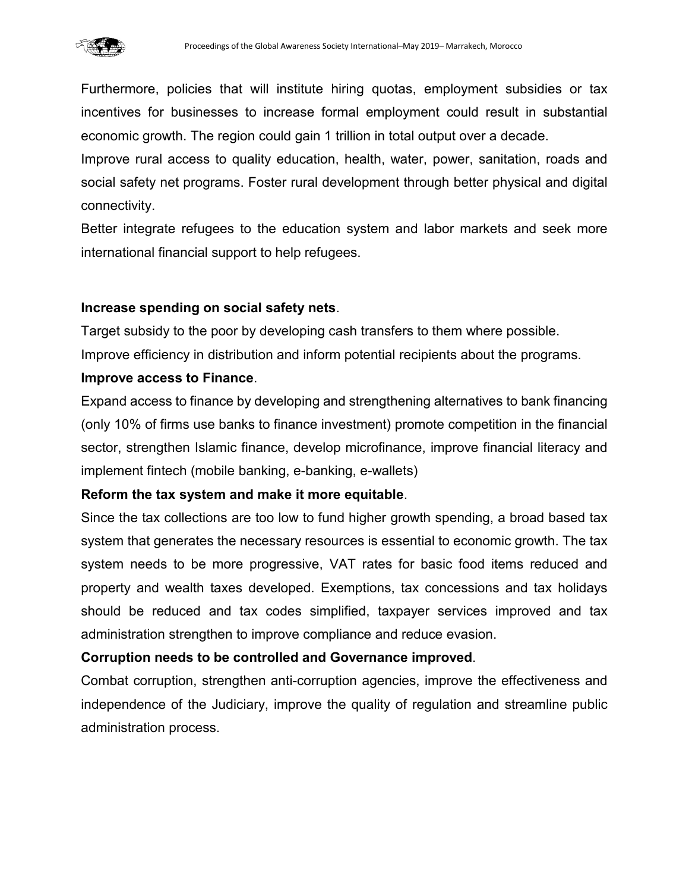Furthermore, policies that will institute hiring quotas, employment subsidies or tax incentives for businesses to increase formal employment could result in substantial economic growth. The region could gain 1 trillion in total output over a decade.

Improve rural access to quality education, health, water, power, sanitation, roads and social safety net programs. Foster rural development through better physical and digital connectivity.

Better integrate refugees to the education system and labor markets and seek more international financial support to help refugees.

**Increase spending on social safety nets**.

Target subsidy to the poor by developing cash transfers to them where possible.

Improve efficiency in distribution and inform potential recipients about the programs.

**Improve access to Finance**.

Expand access to finance by developing and strengthening alternatives to bank financing (only 10% of firms use banks to finance investment) promote competition in the financial sector, strengthen Islamic finance, develop microfinance, improve financial literacy and implement fintech (mobile banking, e-banking, e-wallets)

**Reform the tax system and make it more equitable**.

Since the tax collections are too low to fund higher growth spending, a broad based tax system that generates the necessary resources is essential to economic growth. The tax system needs to be more progressive, VAT rates for basic food items reduced and property and wealth taxes developed. Exemptions, tax concessions and tax holidays should be reduced and tax codes simplified, taxpayer services improved and tax administration strengthen to improve compliance and reduce evasion.

**Corruption needs to be controlled and Governance improved**.

Combat corruption, strengthen anti-corruption agencies, improve the effectiveness and independence of the Judiciary, improve the quality of regulation and streamline public administration process.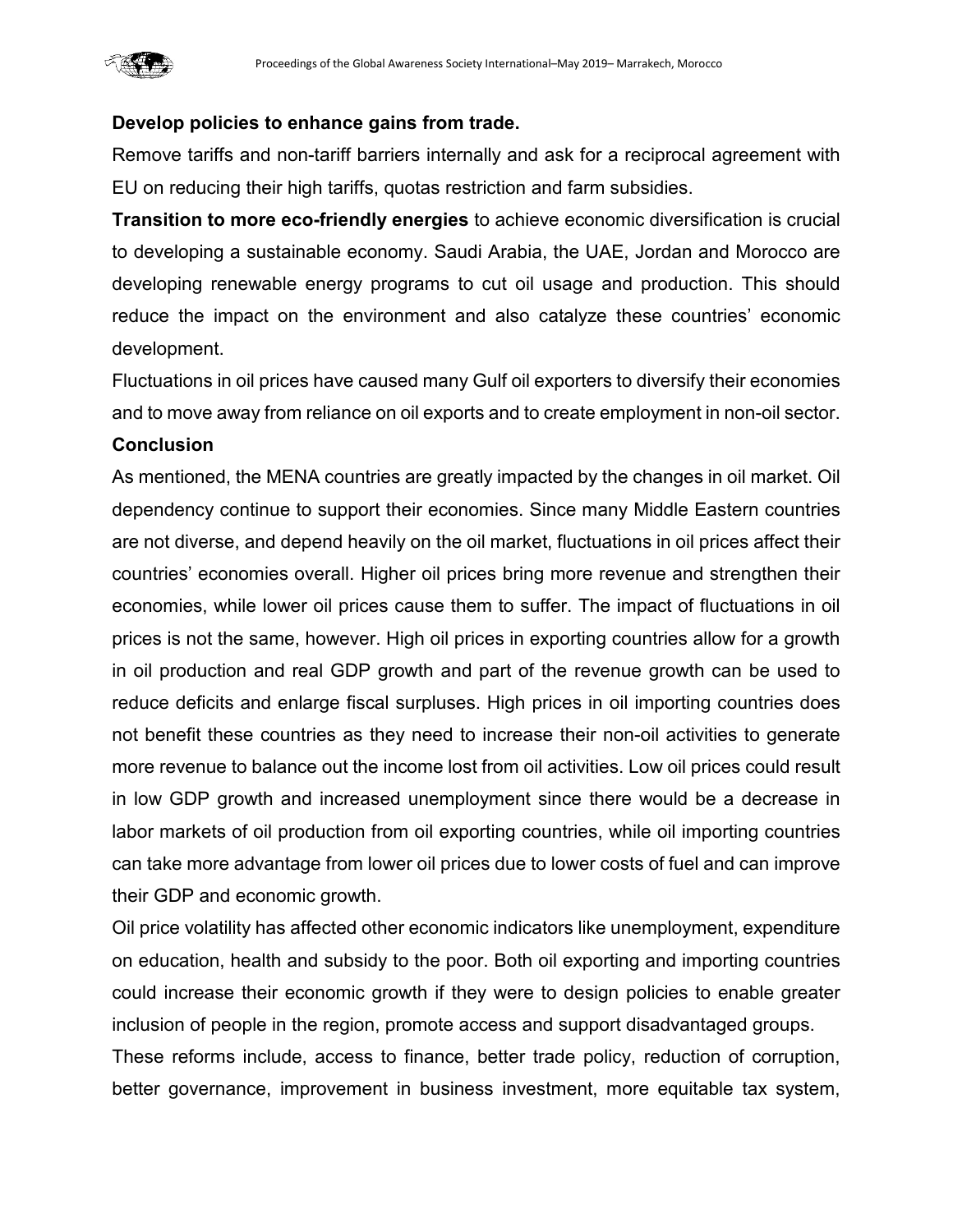**Develop policies to enhance gains from trade.**

Remove tariffs and non-tariff barriers internally and ask for a reciprocal agreement with EU on reducing their high tariffs, quotas restriction and farm subsidies.

**Transition to more eco-friendly energies** to achieve economic diversification is crucial to developing a sustainable economy. Saudi Arabia, the UAE, Jordan and Morocco are developing renewable energy programs to cut oil usage and production. This should reduce the impact on the environment and also catalyze these countries' economic development.

Fluctuations in oil prices have caused many Gulf oil exporters to diversify their economies and to move away from reliance on oil exports and to create employment in non-oil sector.

**Conclusion**

As mentioned, the MENA countries are greatly impacted by the changes in oil market. Oil dependency continue to support their economies. Since many Middle Eastern countries are not diverse, and depend heavily on the oil market, fluctuations in oil prices affect their countries' economies overall. Higher oil prices bring more revenue and strengthen their economies, while lower oil prices cause them to suffer. The impact of fluctuations in oil prices is not the same, however. High oil prices in exporting countries allow for a growth in oil production and real GDP growth and part of the revenue growth can be used to reduce deficits and enlarge fiscal surpluses. High prices in oil importing countries does not benefit these countries as they need to increase their non-oil activities to generate more revenue to balance out the income lost from oil activities. Low oil prices could result in low GDP growth and increased unemployment since there would be a decrease in labor markets of oil production from oil exporting countries, while oil importing countries can take more advantage from lower oil prices due to lower costs of fuel and can improve their GDP and economic growth.

Oil price volatility has affected other economic indicators like unemployment, expenditure on education, health and subsidy to the poor. Both oil exporting and importing countries could increase their economic growth if they were to design policies to enable greater inclusion of people in the region, promote access and support disadvantaged groups.

These reforms include, access to finance, better trade policy, reduction of corruption, better governance, improvement in business investment, more equitable tax system,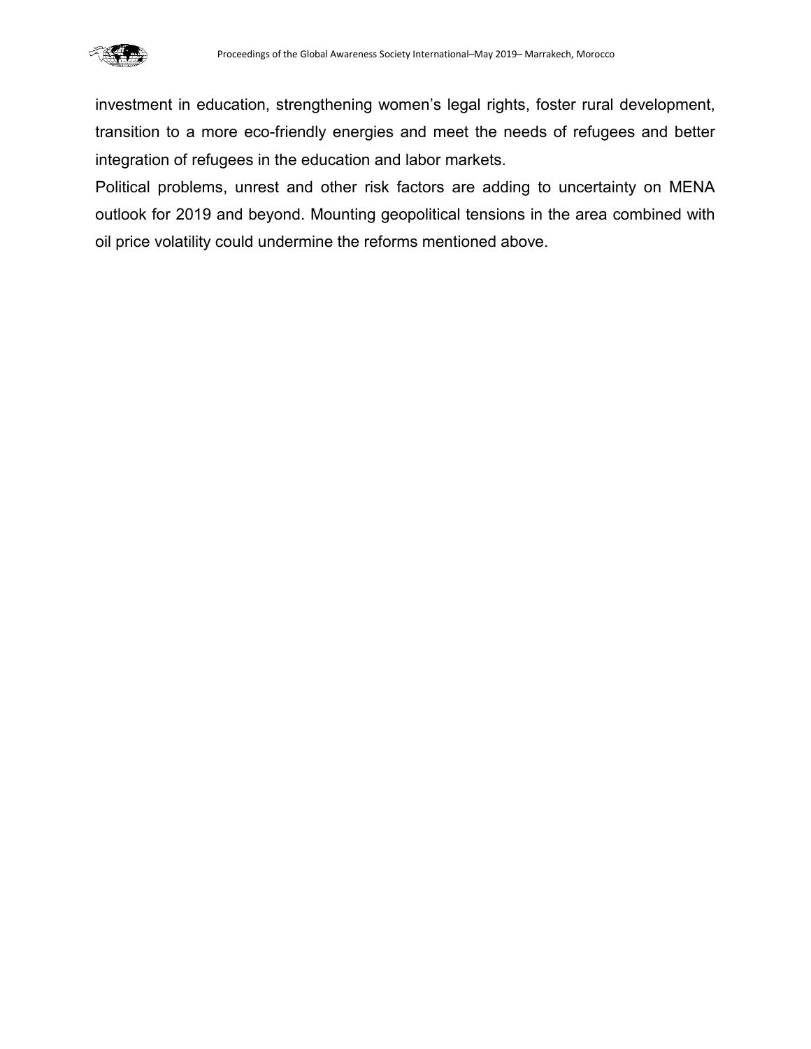investment in education, strengthening women's legal rights, foster rural development, transition to a more eco-friendly energies and meet the needs of refugees and better integration of refugees in the education and labor markets.

Political problems, unrest and other risk factors are adding to uncertainty on MENA outlook for 2019 and beyond. Mounting geopolitical tensions in the area combined with oil price volatility could undermine the reforms mentioned above.